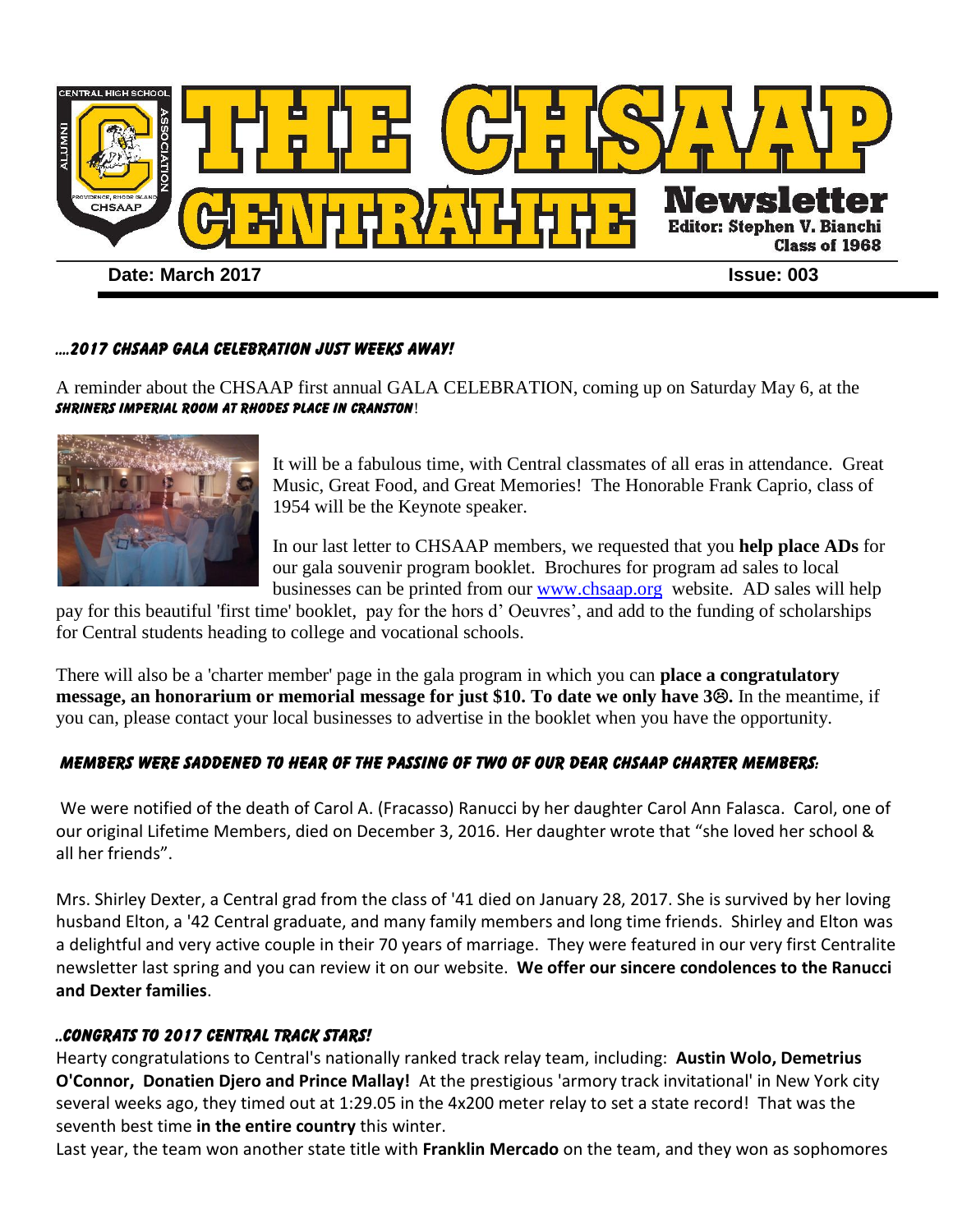# THE CHSAAP CENTRALITE Newsletter

**Editor: Stephen V. Bianchi Class of 1968**

**Date: March 2017** **Issue: 003**

### ….2017 CHSAAP GALA CELEBRATION JUST WEEKS AWAY!

A reminder about the CHSAAP first annual GALA CELEBRATION, coming up on Saturday May 6, at the ***Shriners Imperial Room at Rhodes Place in Cranston***!

It will be a fabulous time, with Central classmates of all eras in attendance. Great Music, Great Food, and Great Memories! The Honorable Frank Caprio, class of 1954 will be the Keynote speaker.

In our last letter to CHSAAP members, we requested that you **help place ADs** for our gala souvenir program booklet. Brochures for program ad sales to local businesses can be printed from our www.chsaap.org website. AD sales will help pay for this beautiful 'first time' booklet, pay for the hors d' Oeuvres', and add to the funding of scholarships for Central students heading to college and vocational schools.

There will also be a 'charter member' page in the gala program in which you can **place a congratulatory message, an honorarium or memorial message for just $10. To date we only have 3☹.** In the meantime, if you can, please contact your local businesses to advertise in the booklet when you have the opportunity.

### Members were saddened to hear of the passing of two of our dear CHSAAP charter members:

We were notified of the death of Carol A. (Fracasso) Ranucci by her daughter Carol Ann Falasca. Carol, one of our original Lifetime Members, died on December 3, 2016. Her daughter wrote that "she loved her school & all her friends".

Mrs. Shirley Dexter, a Central grad from the class of '41 died on January 28, 2017. She is survived by her loving husband Elton, a '42 Central graduate, and many family members and long time friends. Shirley and Elton was a delightful and very active couple in their 70 years of marriage. They were featured in our very first Centralite newsletter last spring and you can review it on our website. **We offer our sincere condolences to the Ranucci and Dexter families**.

### ..Congrats to 2017 Central Track Stars!

Hearty congratulations to Central's nationally ranked track relay team, including: **Austin Wolo, Demetrius O'Connor, Donatien Djero and Prince Mallay!** At the prestigious 'armory track invitational' in New York city several weeks ago, they timed out at 1:29.05 in the 4x200 meter relay to set a state record! That was the seventh best time **in the entire country** this winter.

Last year, the team won another state title with **Franklin Mercado** on the team, and they won as sophomores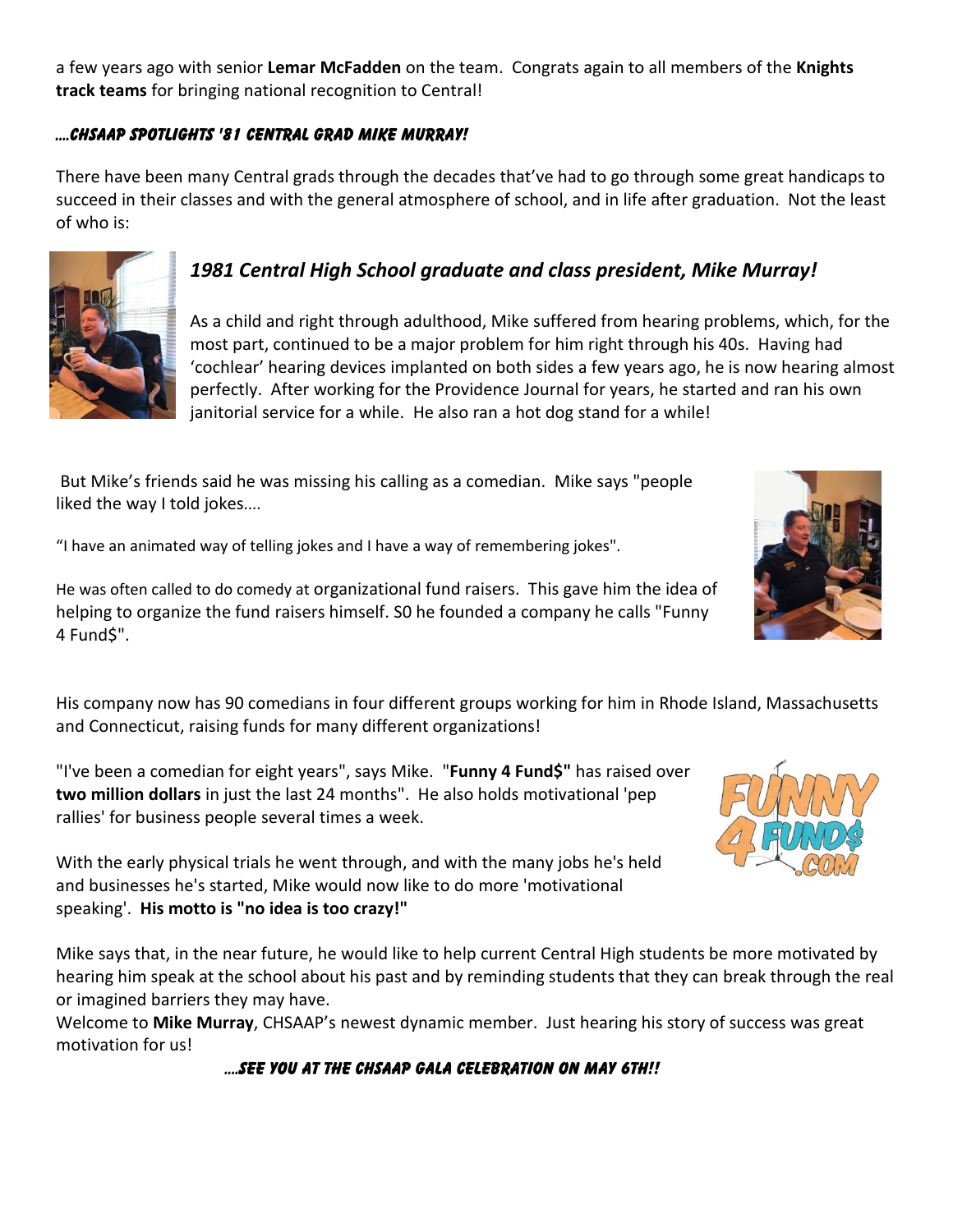a few years ago with senior **Lemar McFadden** on the team. Congrats again to all members of the **Knights track teams** for bringing national recognition to Central!

***....CHSAAP SPOTLIGHTS '81 CENTRAL GRAD MIKE MURRAY!***

There have been many Central grads through the decades that've had to go through some great handicaps to succeed in their classes and with the general atmosphere of school, and in life after graduation. Not the least of who is:

### *1981 Central High School graduate and class president, Mike Murray!*

As a child and right through adulthood, Mike suffered from hearing problems, which, for the most part, continued to be a major problem for him right through his 40s. Having had 'cochlear' hearing devices implanted on both sides a few years ago, he is now hearing almost perfectly. After working for the Providence Journal for years, he started and ran his own janitorial service for a while. He also ran a hot dog stand for a while!

But Mike's friends said he was missing his calling as a comedian. Mike says "people liked the way I told jokes....

"I have an animated way of telling jokes and I have a way of remembering jokes".

He was often called to do comedy at organizational fund raisers. This gave him the idea of helping to organize the fund raisers himself. S0 he founded a company he calls "Funny 4 Fund$".

His company now has 90 comedians in four different groups working for him in Rhode Island, Massachusetts and Connecticut, raising funds for many different organizations!

"I've been a comedian for eight years", says Mike. "**Funny 4 Fund$"** has raised over **two million dollars** in just the last 24 months". He also holds motivational 'pep rallies' for business people several times a week.

With the early physical trials he went through, and with the many jobs he's held and businesses he's started, Mike would now like to do more 'motivational speaking'. **His motto is "no idea is too crazy!"**

Mike says that, in the near future, he would like to help current Central High students be more motivated by hearing him speak at the school about his past and by reminding students that they can break through the real or imagined barriers they may have.

Welcome to **Mike Murray**, CHSAAP's newest dynamic member. Just hearing his story of success was great motivation for us!

***....SEE YOU AT THE CHSAAP GALA CELEBRATION ON MAY 6TH!!***